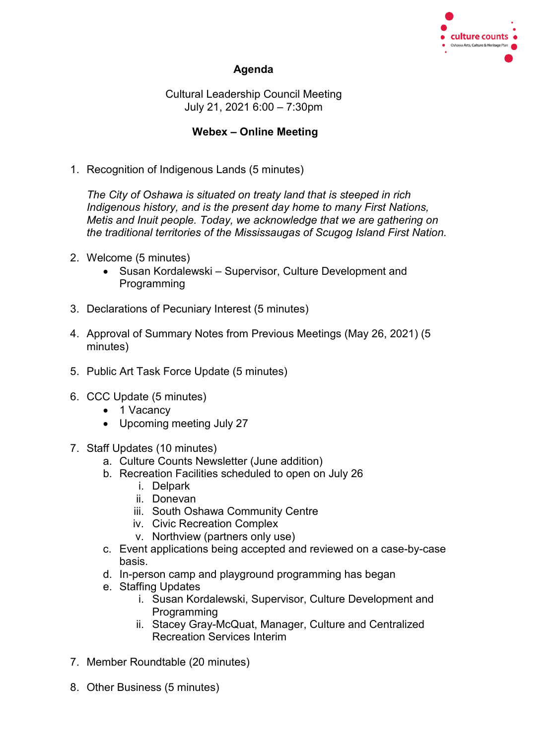# Agenda

Cultural Leadership Council Meeting
July 21, 2021 6:00 – 7:30pm

**Webex – Online Meeting**

1. Recognition of Indigenous Lands (5 minutes)

   *The City of Oshawa is situated on treaty land that is steeped in rich Indigenous history, and is the present day home to many First Nations, Metis and Inuit people. Today, we acknowledge that we are gathering on the traditional territories of the Mississaugas of Scugog Island First Nation.*

2. Welcome (5 minutes)
   - Susan Kordalewski – Supervisor, Culture Development and Programming

3. Declarations of Pecuniary Interest (5 minutes)

4. Approval of Summary Notes from Previous Meetings (May 26, 2021) (5 minutes)

5. Public Art Task Force Update (5 minutes)

6. CCC Update (5 minutes)
   - 1 Vacancy
   - Upcoming meeting July 27

7. Staff Updates (10 minutes)
   a. Culture Counts Newsletter (June addition)
   b. Recreation Facilities scheduled to open on July 26
      i. Delpark
      ii. Donevan
      iii. South Oshawa Community Centre
      iv. Civic Recreation Complex
      v. Northview (partners only use)
   c. Event applications being accepted and reviewed on a case-by-case basis.
   d. In-person camp and playground programming has began
   e. Staffing Updates
      i. Susan Kordalewski, Supervisor, Culture Development and Programming
      ii. Stacey Gray-McQuat, Manager, Culture and Centralized Recreation Services Interim

7. Member Roundtable (20 minutes)

8. Other Business (5 minutes)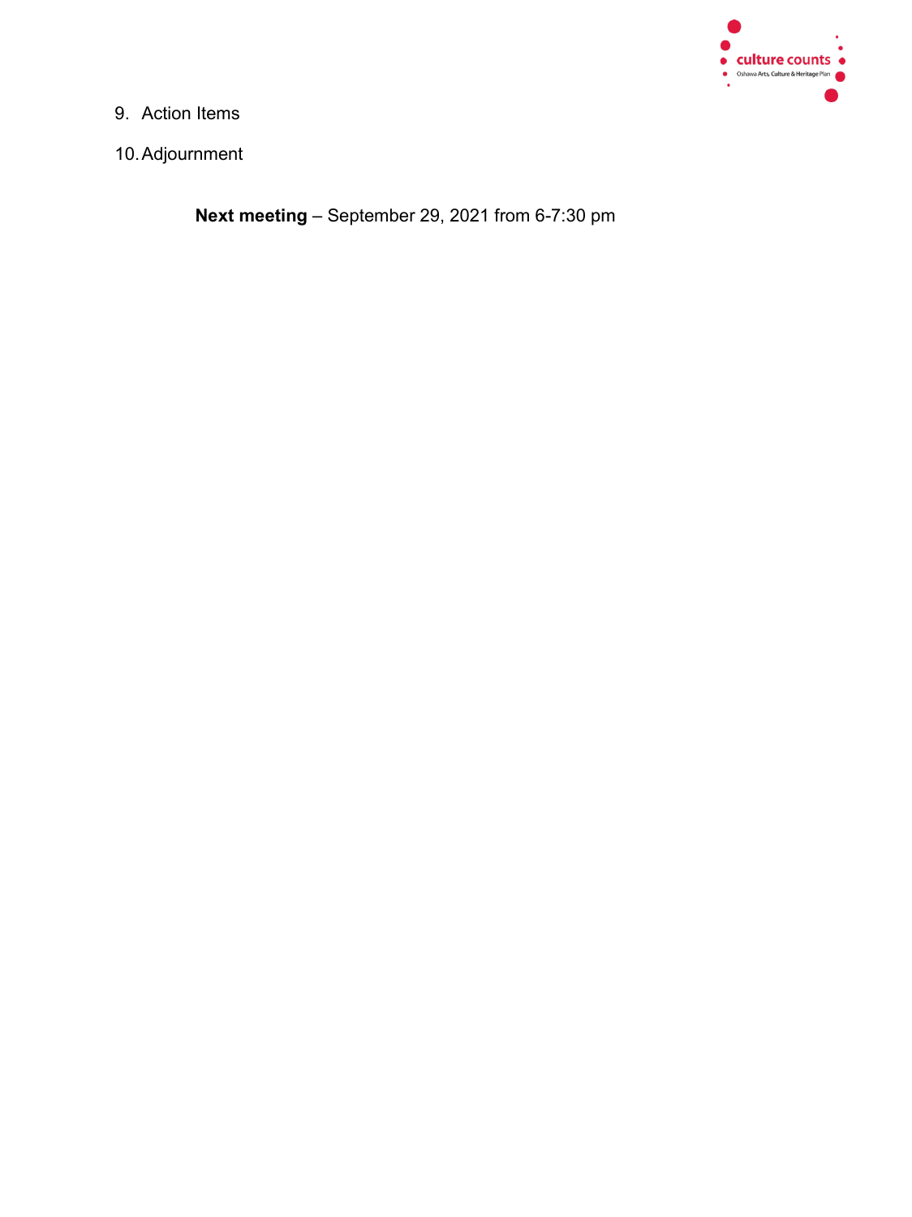9. Action Items
10. Adjournment

**Next meeting** – September 29, 2021 from 6-7:30 pm